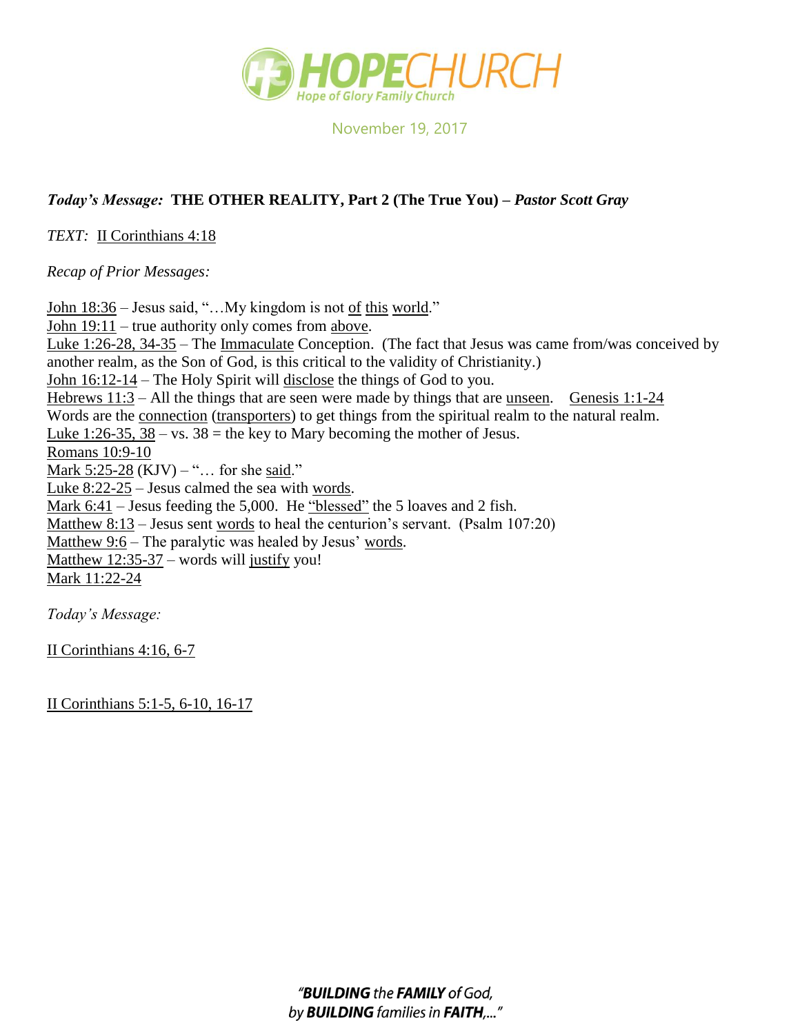# HOPECHURCH

Hope of Glory Family Church

November 19, 2017

***Today's Message:* THE OTHER REALITY, Part 2 (The True You) – *Pastor Scott Gray***

*TEXT:* II Corinthians 4:18

*Recap of Prior Messages:*

John 18:36 – Jesus said, "…My kingdom is not of this world."
John 19:11 – true authority only comes from above.
Luke 1:26-28, 34-35 – The Immaculate Conception. (The fact that Jesus was came from/was conceived by another realm, as the Son of God, is this critical to the validity of Christianity.)
John 16:12-14 – The Holy Spirit will disclose the things of God to you.
Hebrews 11:3 – All the things that are seen were made by things that are unseen. Genesis 1:1-24
Words are the connection (transporters) to get things from the spiritual realm to the natural realm.
Luke 1:26-35, 38 – vs. 38 = the key to Mary becoming the mother of Jesus.
Romans 10:9-10
Mark 5:25-28 (KJV) – "… for she said."
Luke 8:22-25 – Jesus calmed the sea with words.
Mark 6:41 – Jesus feeding the 5,000. He "blessed" the 5 loaves and 2 fish.
Matthew 8:13 – Jesus sent words to heal the centurion's servant. (Psalm 107:20)
Matthew 9:6 – The paralytic was healed by Jesus' words.
Matthew 12:35-37 – words will justify you!
Mark 11:22-24

*Today's Message:*

II Corinthians 4:16, 6-7

II Corinthians 5:1-5, 6-10, 16-17

*"**BUILDING** the **FAMILY** of God, by **BUILDING** families in **FAITH**,..."*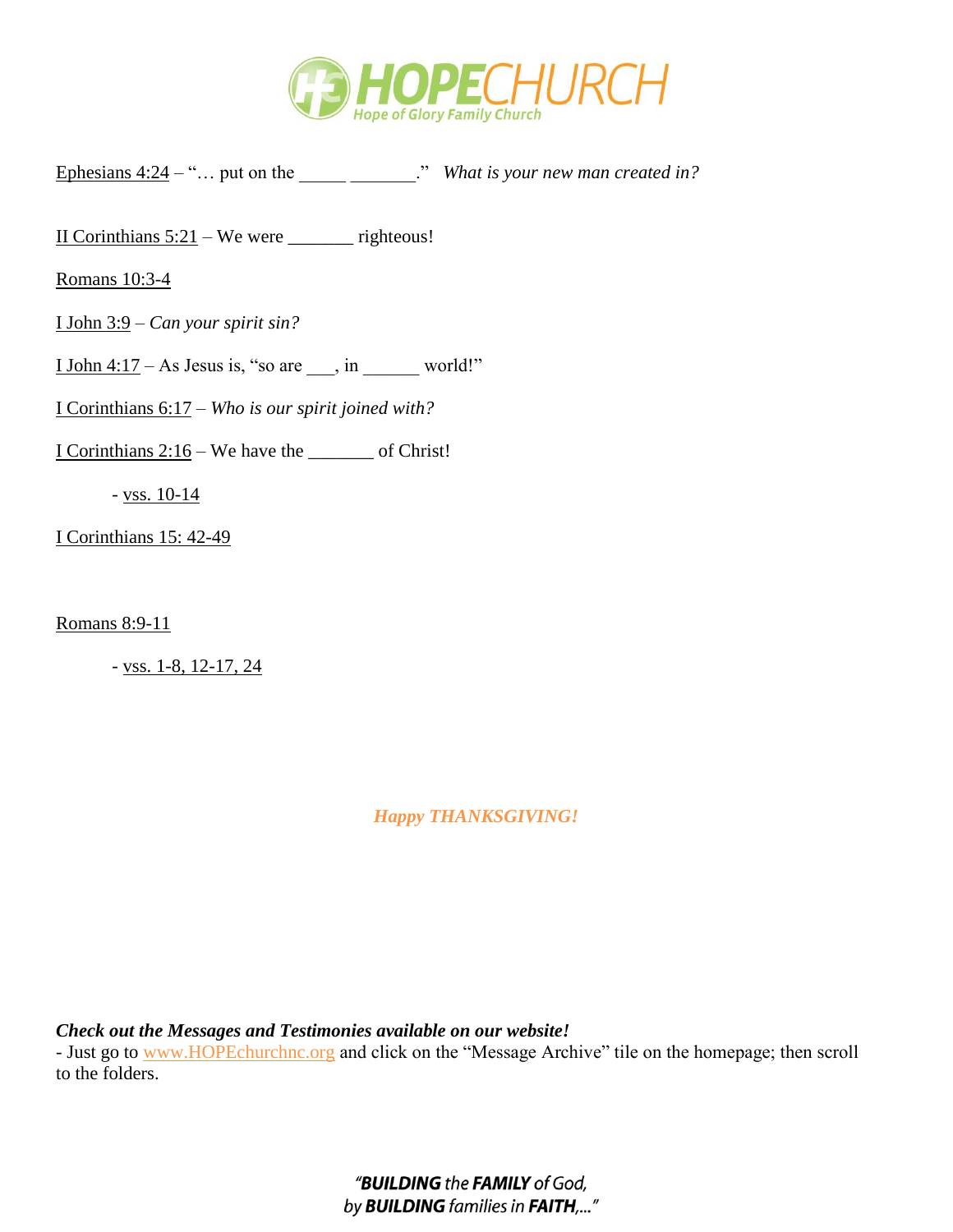Ephesians 4:24 – "… put on the _____ _______." *What is your new man created in?*

II Corinthians 5:21 – We were _______ righteous!

Romans 10:3-4

I John 3:9 – *Can your spirit sin?*

I John 4:17 – As Jesus is, "so are ___, in ______ world!"

I Corinthians 6:17 – *Who is our spirit joined with?*

I Corinthians 2:16 – We have the _______ of Christ!

- vss. 10-14

I Corinthians 15: 42-49

Romans 8:9-11

- vss. 1-8, 12-17, 24

***Happy THANKSGIVING!***

***Check out the Messages and Testimonies available on our website!***
- Just go to www.HOPEchurchnc.org and click on the "Message Archive" tile on the homepage; then scroll to the folders.

*"**BUILDING** the **FAMILY** of God, by **BUILDING** families in **FAITH**,…"*